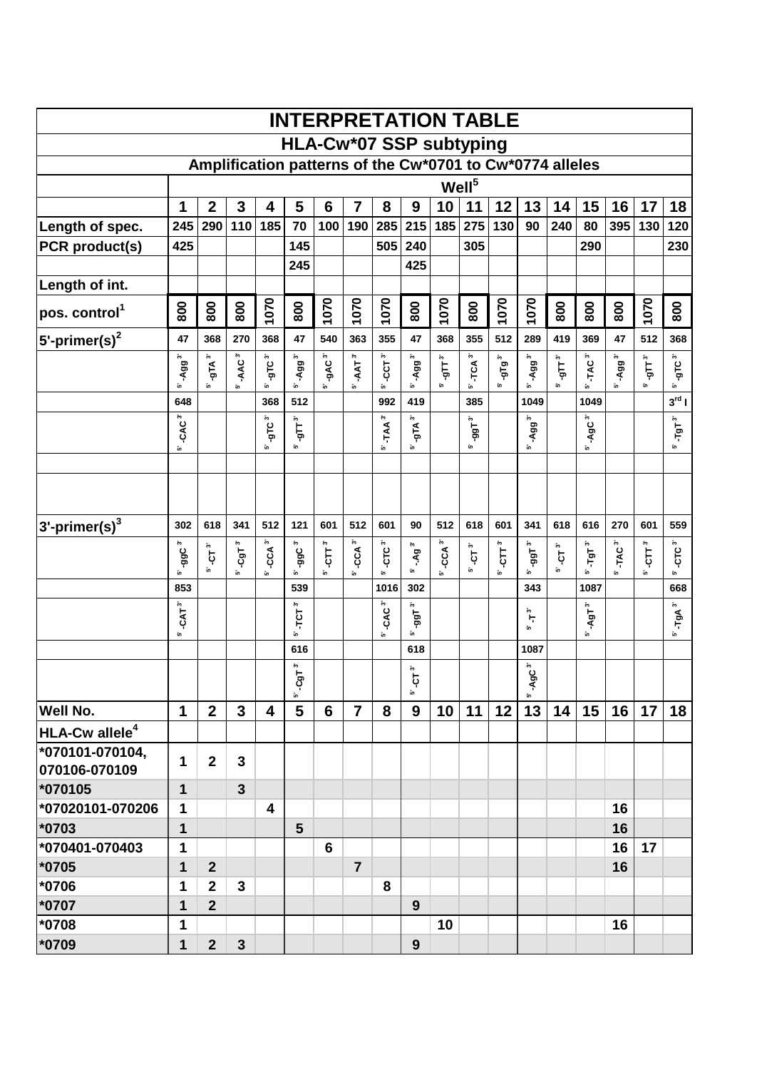# INTERPRETATION TABLE

## HLA-Cw*07 SSP subtyping

### Amplification patterns of the Cw*0701 to Cw*0774 alleles

| | Well[5] | | | | | | | | | | | | | | | | | |
|---|---|---|---|---|---|---|---|---|---|---|---|---|---|---|---|---|---|---|
| | 1 | 2 | 3 | 4 | 5 | 6 | 7 | 8 | 9 | 10 | 11 | 12 | 13 | 14 | 15 | 16 | 17 | 18 |
| Length of spec. | 245 | 290 | 110 | 185 | 70 | 100 | 190 | 285 | 215 | 185 | 275 | 130 | 90 | 240 | 80 | 395 | 130 | 120 |
| PCR product(s) | 425 | | | | 145 | | | 505 | 240 | | 305 | | | | 290 | | | 230 |
| | | | | | 245 | | | | 425 | | | | | | | | | |
| Length of int. | | | | | | | | | | | | | | | | | | |
| pos. control[1] | 800 | 800 | 800 | 1070 | 800 | 1070 | 1070 | 1070 | 800 | 1070 | 800 | 1070 | 1070 | 800 | 800 | 800 | 1070 | 800 |
| 5'-primer(s)[2] | 47 | 368 | 270 | 368 | 47 | 540 | 363 | 355 | 47 | 368 | 355 | 512 | 289 | 419 | 369 | 47 | 512 | 368 |
| | 5'-Agg3' | 5'-gTA3' | 5'-AAC3' | 5'-gTC3' | 5'-Agg3' | 5'-gAC3' | 5'-AAT3' | 5'-CCT3' | 5'-Agg3' | 5'-gTT3' | 5'-TCA3' | 5'-gTg3' | 5'-Agg3' | 5'-gTT3' | 5'-TAC3' | 5'-Agg3' | 5'-gTT3' | 5'-gTC3' |
| | 648 | | | 368 | 512 | | | 992 | 419 | | 385 | | 1049 | | 1049 | | | 3rd I |
| | 5'-CAC3' | | | 5'-gTC3' | 5'-gTT3' | | | 5'-TAA3' | 5'-gTA3' | | 5'-ggT3' | | 5'-Agg3' | | 5'-AgC3' | | | 5'-TgT3' |
| | | | | | | | | | | | | | | | | | | |
| | | | | | | | | | | | | | | | | | | |
| 3'-primer(s)[3] | 302 | 618 | 341 | 512 | 121 | 601 | 512 | 601 | 90 | 512 | 618 | 601 | 341 | 618 | 616 | 270 | 601 | 559 |
| | 5'-ggC3' | 5'-CT3' | 5'-CgT3' | 5'-CCA3' | 5'-ggC3' | 5'-CTT3' | 5'-CCA3' | 5'-CTC3' | 5'-Ag3' | 5'-CCA3' | 5'-CT3' | 5'-CTT3' | 5'-ggT3' | 5'-CT3' | 5'-TgT3' | 5'-TAC3' | 5'-CTT3' | 5'-CTC3' |
| | 853 | | | | 539 | | | 1016 | 302 | | | | 343 | | 1087 | | | 668 |
| | 5'-CAT3' | | | | 5'-TCT3' | | | 5'-CAC3' | 5'-ggT3' | | | | 5'-T3' | | 5'-AgT3' | | | 5'-TgA3' |
| | | | | | 616 | | | | 618 | | | | 1087 | | | | | |
| | | | | | 5'-CgT3' | | | | 5'-CT3' | | | | 5'-AgC3' | | | | | |
| Well No. | 1 | 2 | 3 | 4 | 5 | 6 | 7 | 8 | 9 | 10 | 11 | 12 | 13 | 14 | 15 | 16 | 17 | 18 |
| HLA-Cw allele[4] | | | | | | | | | | | | | | | | | | |
| *070101-070104, 070106-070109 | 1 | 2 | 3 | | | | | | | | | | | | | | | |
| *070105 | 1 | | 3 | | | | | | | | | | | | | | | |
| *07020101-070206 | 1 | | | 4 | | | | | | | | | | | | 16 | | |
| *0703 | 1 | | | | 5 | | | | | | | | | | | 16 | | |
| *070401-070403 | 1 | | | | | 6 | | | | | | | | | | 16 | 17 | |
| *0705 | 1 | 2 | | | | | 7 | | | | | | | | | 16 | | |
| *0706 | 1 | 2 | 3 | | | | | 8 | | | | | | | | | | |
| *0707 | 1 | 2 | | | | | | | 9 | | | | | | | | | |
| *0708 | 1 | | | | | | | | | 10 | | | | | | 16 | | |
| *0709 | 1 | 2 | 3 | | | | | | 9 | | | | | | | | | |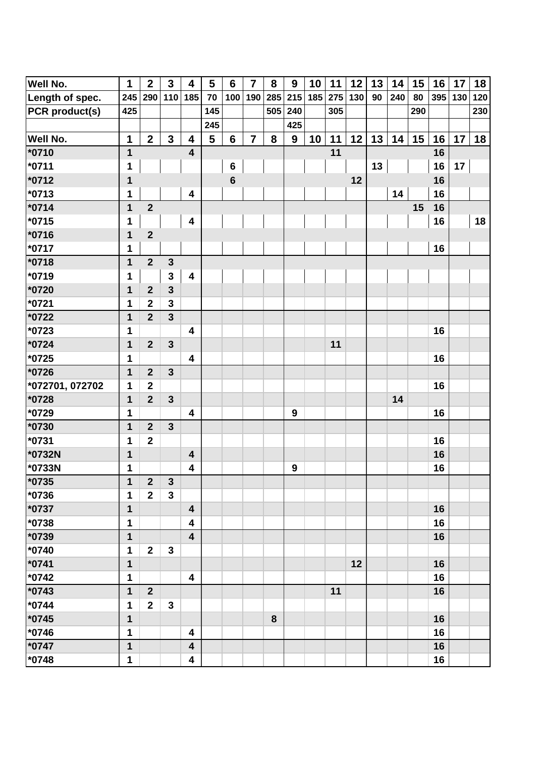| Well No. | 1 | 2 | 3 | 4 | 5 | 6 | 7 | 8 | 9 | 10 | 11 | 12 | 13 | 14 | 15 | 16 | 17 | 18 |
|---|---|---|---|---|---|---|---|---|---|---|---|---|---|---|---|---|---|---|
| Length of spec. | 245 | 290 | 110 | 185 | 70 | 100 | 190 | 285 | 215 | 185 | 275 | 130 | 90 | 240 | 80 | 395 | 130 | 120 |
| PCR product(s) | 425 | | | | 145 | | | 505 | 240 | | 305 | | | | 290 | | | 230 |
| | | | | | 245 | | | | 425 | | | | | | | | | |
| Well No. | 1 | 2 | 3 | 4 | 5 | 6 | 7 | 8 | 9 | 10 | 11 | 12 | 13 | 14 | 15 | 16 | 17 | 18 |
| *0710 | 1 | | | 4 | | | | | | | 11 | | | | | 16 | | |
| *0711 | 1 | | | | | 6 | | | | | | | 13 | | | 16 | 17 | |
| *0712 | 1 | | | | | 6 | | | | | | 12 | | | | 16 | | |
| *0713 | 1 | | | 4 | | | | | | | | | | 14 | | 16 | | |
| *0714 | 1 | 2 | | | | | | | | | | | | | 15 | 16 | | |
| *0715 | 1 | | | 4 | | | | | | | | | | | | 16 | | 18 |
| *0716 | 1 | 2 | | | | | | | | | | | | | | | | |
| *0717 | 1 | | | | | | | | | | | | | | | 16 | | |
| *0718 | 1 | 2 | 3 | | | | | | | | | | | | | | | |
| *0719 | 1 | | 3 | 4 | | | | | | | | | | | | | | |
| *0720 | 1 | 2 | 3 | | | | | | | | | | | | | | | |
| *0721 | 1 | 2 | 3 | | | | | | | | | | | | | | | |
| *0722 | 1 | 2 | 3 | | | | | | | | | | | | | | | |
| *0723 | 1 | | | 4 | | | | | | | | | | | | 16 | | |
| *0724 | 1 | 2 | 3 | | | | | | | | 11 | | | | | | | |
| *0725 | 1 | | | 4 | | | | | | | | | | | | 16 | | |
| *0726 | 1 | 2 | 3 | | | | | | | | | | | | | | | |
| *072701, 072702 | 1 | 2 | | | | | | | | | | | | | | 16 | | |
| *0728 | 1 | 2 | 3 | | | | | | | | | | | 14 | | | | |
| *0729 | 1 | | | 4 | | | | | 9 | | | | | | | 16 | | |
| *0730 | 1 | 2 | 3 | | | | | | | | | | | | | | | |
| *0731 | 1 | 2 | | | | | | | | | | | | | | 16 | | |
| *0732N | 1 | | | 4 | | | | | | | | | | | | 16 | | |
| *0733N | 1 | | | 4 | | | | | 9 | | | | | | | 16 | | |
| *0735 | 1 | 2 | 3 | | | | | | | | | | | | | | | |
| *0736 | 1 | 2 | 3 | | | | | | | | | | | | | | | |
| *0737 | 1 | | | 4 | | | | | | | | | | | | 16 | | |
| *0738 | 1 | | | 4 | | | | | | | | | | | | 16 | | |
| *0739 | 1 | | | 4 | | | | | | | | | | | | 16 | | |
| *0740 | 1 | 2 | 3 | | | | | | | | | | | | | | | |
| *0741 | 1 | | | | | | | | | | | 12 | | | | 16 | | |
| *0742 | 1 | | | 4 | | | | | | | | | | | | 16 | | |
| *0743 | 1 | 2 | | | | | | | | | 11 | | | | | 16 | | |
| *0744 | 1 | 2 | 3 | | | | | | | | | | | | | | | |
| *0745 | 1 | | | | | | | 8 | | | | | | | | 16 | | |
| *0746 | 1 | | | 4 | | | | | | | | | | | | 16 | | |
| *0747 | 1 | | | 4 | | | | | | | | | | | | 16 | | |
| *0748 | 1 | | | 4 | | | | | | | | | | | | 16 | | |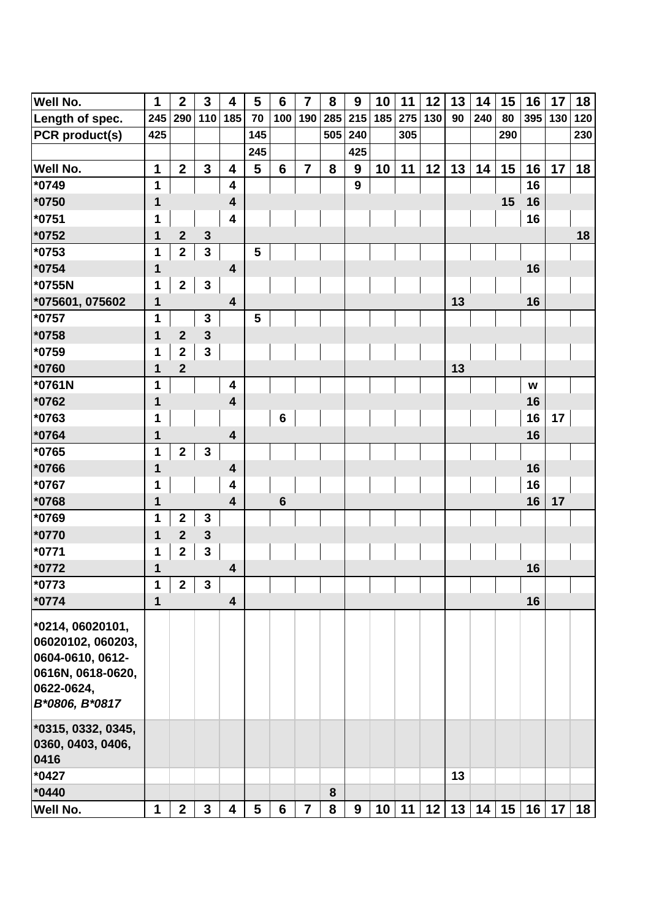| Well No. | 1 | 2 | 3 | 4 | 5 | 6 | 7 | 8 | 9 | 10 | 11 | 12 | 13 | 14 | 15 | 16 | 17 | 18 |
|---|---|---|---|---|---|---|---|---|---|---|---|---|---|---|---|---|---|---|
| Length of spec. | 245 | 290 | 110 | 185 | 70 | 100 | 190 | 285 | 215 | 185 | 275 | 130 | 90 | 240 | 80 | 395 | 130 | 120 |
| PCR product(s) | 425 | | | | 145 | | | 505 | 240 | | 305 | | | | 290 | | | 230 |
| | | | | | 245 | | | | 425 | | | | | | | | | |
| Well No. | 1 | 2 | 3 | 4 | 5 | 6 | 7 | 8 | 9 | 10 | 11 | 12 | 13 | 14 | 15 | 16 | 17 | 18 |
| *0749 | 1 | | | 4 | | | | | 9 | | | | | | | 16 | | |
| *0750 | 1 | | | 4 | | | | | | | | | | | 15 | 16 | | |
| *0751 | 1 | | | 4 | | | | | | | | | | | | 16 | | |
| *0752 | 1 | 2 | 3 | | | | | | | | | | | | | | | 18 |
| *0753 | 1 | 2 | 3 | | 5 | | | | | | | | | | | | | |
| *0754 | 1 | | | 4 | | | | | | | | | | | | 16 | | |
| *0755N | 1 | 2 | 3 | | | | | | | | | | | | | | | |
| *075601, 075602 | 1 | | | 4 | | | | | | | | | 13 | | | 16 | | |
| *0757 | 1 | | 3 | | 5 | | | | | | | | | | | | | |
| *0758 | 1 | 2 | 3 | | | | | | | | | | | | | | | |
| *0759 | 1 | 2 | 3 | | | | | | | | | | | | | | | |
| *0760 | 1 | 2 | | | | | | | | | | | 13 | | | | | |
| *0761N | 1 | | | 4 | | | | | | | | | | | | w | | |
| *0762 | 1 | | | 4 | | | | | | | | | | | | 16 | | |
| *0763 | 1 | | | | | 6 | | | | | | | | | | 16 | 17 | |
| *0764 | 1 | | | 4 | | | | | | | | | | | | 16 | | |
| *0765 | 1 | 2 | 3 | | | | | | | | | | | | | | | |
| *0766 | 1 | | | 4 | | | | | | | | | | | | 16 | | |
| *0767 | 1 | | | 4 | | | | | | | | | | | | 16 | | |
| *0768 | 1 | | | 4 | | 6 | | | | | | | | | | 16 | 17 | |
| *0769 | 1 | 2 | 3 | | | | | | | | | | | | | | | |
| *0770 | 1 | 2 | 3 | | | | | | | | | | | | | | | |
| *0771 | 1 | 2 | 3 | | | | | | | | | | | | | | | |
| *0772 | 1 | | | 4 | | | | | | | | | | | | 16 | | |
| *0773 | 1 | 2 | 3 | | | | | | | | | | | | | | | |
| *0774 | 1 | | | 4 | | | | | | | | | | | | 16 | | |
| *0214, 06020101, 06020102, 060203, 0604-0610, 0612-0616N, 0618-0620, 0622-0624, *B*0806, B*0817* | | | | | | | | | | | | | | | | | | |
| *0315, 0332, 0345, 0360, 0403, 0406, 0416 | | | | | | | | | | | | | | | | | | |
| *0427 | | | | | | | | | | | | | 13 | | | | | |
| *0440 | | | | | | | | 8 | | | | | | | | | | |
| Well No. | 1 | 2 | 3 | 4 | 5 | 6 | 7 | 8 | 9 | 10 | 11 | 12 | 13 | 14 | 15 | 16 | 17 | 18 |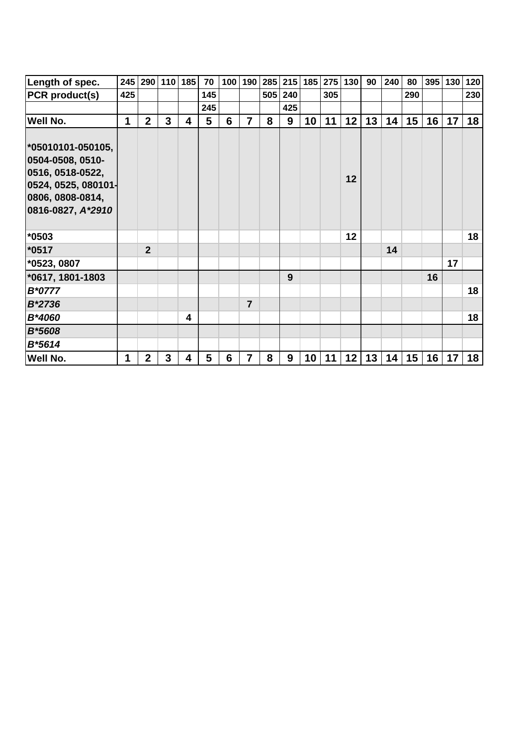| Length of spec. | 245 | 290 | 110 | 185 | 70 | 100 | 190 | 285 | 215 | 185 | 275 | 130 | 90 | 240 | 80 | 395 | 130 | 120 |
|---|---|---|---|---|---|---|---|---|---|---|---|---|---|---|---|---|---|---|
| PCR product(s) | 425 | | | | 145 | | | 505 | 240 | | 305 | | | | 290 | | | 230 |
| | | | | | 245 | | | | 425 | | | | | | | | | |
| **Well No.** | **1** | **2** | **3** | **4** | **5** | **6** | **7** | **8** | **9** | **10** | **11** | **12** | **13** | **14** | **15** | **16** | **17** | **18** |
| *05010101-050105, 0504-0508, 0510-0516, 0518-0522, 0524, 0525, 080101-0806, 0808-0814, 0816-0827, *A*2910* | | | | | | | | | | | | 12 | | | | | | |
| *0503 | | | | | | | | | | | | 12 | | | | | | 18 |
| *0517 | | 2 | | | | | | | | | | | | 14 | | | | |
| *0523, 0807 | | | | | | | | | | | | | | | | | 17 | |
| *0617, 1801-1803 | | | | | | | | | 9 | | | | | | | 16 | | |
| *B*0777* | | | | | | | | | | | | | | | | | | 18 |
| *B*2736* | | | | | | | 7 | | | | | | | | | | | |
| *B*4060* | | | | 4 | | | | | | | | | | | | | | 18 |
| *B*5608* | | | | | | | | | | | | | | | | | | |
| *B*5614* | | | | | | | | | | | | | | | | | | |
| **Well No.** | **1** | **2** | **3** | **4** | **5** | **6** | **7** | **8** | **9** | **10** | **11** | **12** | **13** | **14** | **15** | **16** | **17** | **18** |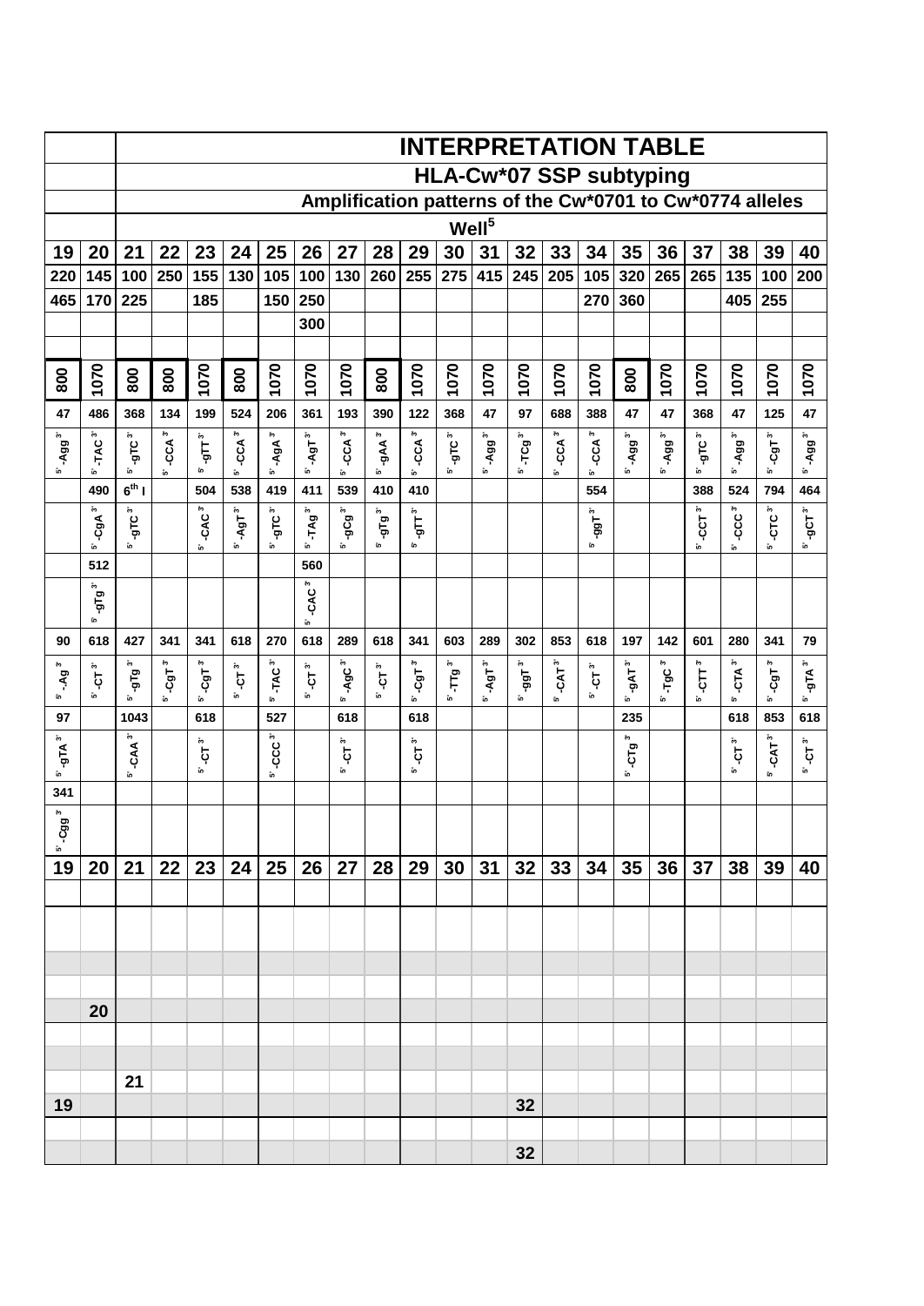# INTERPRETATION TABLE

## HLA-Cw*07 SSP subtyping

### Amplification patterns of the Cw*0701 to Cw*0774 alleles

| | | Well[5] | | | | | | | | | | | | | | | | | | | |
|---|---|---|---|---|---|---|---|---|---|---|---|---|---|---|---|---|---|---|---|---|---|
| 19 | 20 | 21 | 22 | 23 | 24 | 25 | 26 | 27 | 28 | 29 | 30 | 31 | 32 | 33 | 34 | 35 | 36 | 37 | 38 | 39 | 40 |
| 220 | 145 | 100 | 250 | 155 | 130 | 105 | 100 | 130 | 260 | 255 | 275 | 415 | 245 | 205 | 105 | 320 | 265 | 265 | 135 | 100 | 200 |
| 465 | 170 | 225 | | 185 | | 150 | 250 | | | | | | | | 270 | 360 | | | 405 | 255 | |
| | | | | | | | 300 | | | | | | | | | | | | | | |
| | | | | | | | | | | | | | | | | | | | | | |
| 800 | 1070 | 800 | 800 | 1070 | 800 | 1070 | 1070 | 1070 | 800 | 1070 | 1070 | 1070 | 1070 | 1070 | 1070 | 800 | 1070 | 1070 | 1070 | 1070 | 1070 |
| 47 | 486 | 368 | 134 | 199 | 524 | 206 | 361 | 193 | 390 | 122 | 368 | 47 | 97 | 688 | 388 | 47 | 47 | 368 | 47 | 125 | 47 |
| 5'-Agg 3' | 5'-TAC 3' | 5'-gTC 3' | 5'-CCA 3' | 5'-gTT 3' | 5'-CCA 3' | 5'-AgA 3' | 5'-AgT 3' | 5'-CCA 3' | 5'-gAA 3' | 5'-CCA 3' | 5'-gTC 3' | 5'-Agg 3' | 5'-TCg 3' | 5'-CCA 3' | 5'-CCA 3' | 5'-Agg 3' | 5'-Agg 3' | 5'-gTC 3' | 5'-Agg 3' | 5'-CgT 3' | 5'-Agg 3' |
| | 490 | 6th I | | 504 | 538 | 419 | 411 | 539 | 410 | 410 | | | | | 554 | | | 388 | 524 | 794 | 464 |
| | 5'-CgA 3' | 5'-gTC 3' | | 5'-CAC 3' | 5'-AgT 3' | 5'-gTC 3' | 5'-TAg 3' | 5'-gCg 3' | 5'-gTg 3' | 5'-gTT 3' | | | | | 5'-ggT 3' | | | 5'-CCT 3' | 5'-CCC 3' | 5'-CTC 3' | 5'-gCT 3' |
| | 512 | | | | | | 560 | | | | | | | | | | | | | | |
| | 5'-gTg 3' | | | | | | 5'-CAC 3' | | | | | | | | | | | | | | |
| 90 | 618 | 427 | 341 | 341 | 618 | 270 | 618 | 289 | 618 | 341 | 603 | 289 | 302 | 853 | 618 | 197 | 142 | 601 | 280 | 341 | 79 |
| 5'-Ag 3' | 5'-CT 3' | 5'-gTg 3' | 5'-CgT 3' | 5'-CgT 3' | 5'-CT 3' | 5'-TAC 3' | 5'-CT 3' | 5'-AgC 3' | 5'-CT 3' | 5'-CgT 3' | 5'-TTg 3' | 5'-AgT 3' | 5'-ggT 3' | 5'-CAT 3' | 5'-CT 3' | 5'-gAT 3' | 5'-TgC 3' | 5'-CTT 3' | 5'-CTA 3' | 5'-CgT 3' | 5'-gTA 3' |
| 97 | | 1043 | | 618 | | 527 | | 618 | | 618 | | | | | | 235 | | | 618 | 853 | 618 |
| 5'-gTA 3' | | 5'-CAA 3' | | 5'-CT 3' | | 5'-CCC 3' | | 5'-CT 3' | | 5'-CT 3' | | | | | | 5'-CTg 3' | | | 5'-CT 3' | 5'-CAT 3' | 5'-CT 3' |
| 341 | | | | | | | | | | | | | | | | | | | | | |
| 5'-Cgg 3' | | | | | | | | | | | | | | | | | | | | | |
| 19 | 20 | 21 | 22 | 23 | 24 | 25 | 26 | 27 | 28 | 29 | 30 | 31 | 32 | 33 | 34 | 35 | 36 | 37 | 38 | 39 | 40 |
| | | | | | | | | | | | | | | | | | | | | | |
| | | | | | | | | | | | | | | | | | | | | | |
| | | | | | | | | | | | | | | | | | | | | | |
| | | | | | | | | | | | | | | | | | | | | | |
| | 20 | | | | | | | | | | | | | | | | | | | | |
| | | | | | | | | | | | | | | | | | | | | | |
| | | | | | | | | | | | | | | | | | | | | | |
| | | 21 | | | | | | | | | | | | | | | | | | | |
| 19 | | | | | | | | | | | | | 32 | | | | | | | | |
| | | | | | | | | | | | | | | | | | | | | | |
| | | | | | | | | | | | | | 32 | | | | | | | | |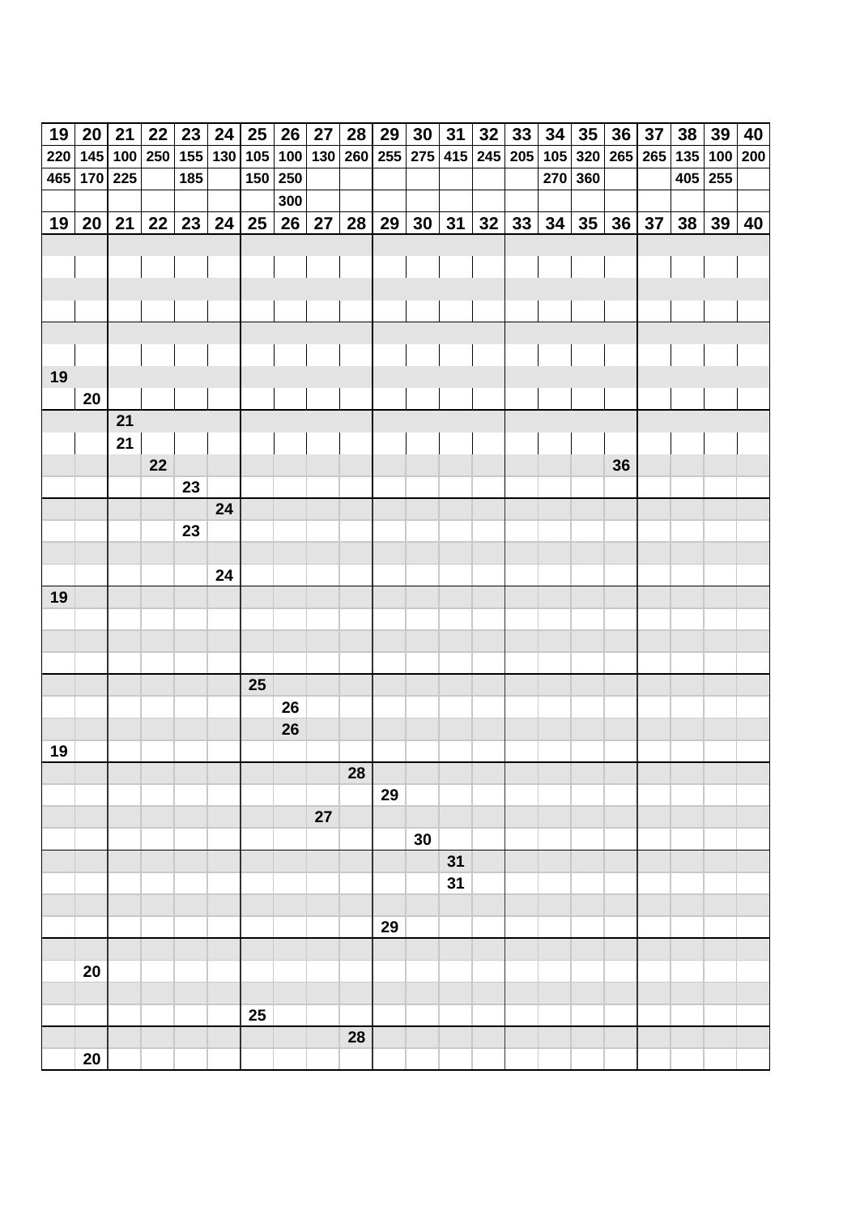| 19 | 20 | 21 | 22 | 23 | 24 | 25 | 26 | 27 | 28 | 29 | 30 | 31 | 32 | 33 | 34 | 35 | 36 | 37 | 38 | 39 | 40 |
|---|---|---|---|---|---|---|---|---|---|---|---|---|---|---|---|---|---|---|---|---|---|
| 220 | 145 | 100 | 250 | 155 | 130 | 105 | 100 | 130 | 260 | 255 | 275 | 415 | 245 | 205 | 105 | 320 | 265 | 265 | 135 | 100 | 200 |
| 465 | 170 | 225 | | 185 | | 150 | 250 | | | | | | | | 270 | 360 | | | 405 | 255 | |
| | | | | | | | 300 | | | | | | | | | | | | | | |
| 19 | 20 | 21 | 22 | 23 | 24 | 25 | 26 | 27 | 28 | 29 | 30 | 31 | 32 | 33 | 34 | 35 | 36 | 37 | 38 | 39 | 40 |
| | | | | | | | | | | | | | | | | | | | | | |
| | | | | | | | | | | | | | | | | | | | | | |
| | | | | | | | | | | | | | | | | | | | | | |
| | | | | | | | | | | | | | | | | | | | | | |
| | | | | | | | | | | | | | | | | | | | | | |
| | | | | | | | | | | | | | | | | | | | | | |
| 19 | | | | | | | | | | | | | | | | | | | | | |
| | 20 | | | | | | | | | | | | | | | | | | | | |
| | | 21 | | | | | | | | | | | | | | | | | | | |
| | | 21 | | | | | | | | | | | | | | | | | | | |
| | | | 22 | | | | | | | | | | | | | | 36 | | | | |
| | | | | 23 | | | | | | | | | | | | | | | | | |
| | | | | | 24 | | | | | | | | | | | | | | | | |
| | | | | 23 | | | | | | | | | | | | | | | | | |
| | | | | | | | | | | | | | | | | | | | | | |
| | | | | | 24 | | | | | | | | | | | | | | | | |
| 19 | | | | | | | | | | | | | | | | | | | | | |
| | | | | | | | | | | | | | | | | | | | | | |
| | | | | | | | | | | | | | | | | | | | | | |
| | | | | | | | | | | | | | | | | | | | | | |
| | | | | | | 25 | | | | | | | | | | | | | | | |
| | | | | | | | 26 | | | | | | | | | | | | | | |
| | | | | | | | 26 | | | | | | | | | | | | | | |
| 19 | | | | | | | | | | | | | | | | | | | | | |
| | | | | | | | | | 28 | | | | | | | | | | | | |
| | | | | | | | | | | 29 | | | | | | | | | | | |
| | | | | | | | | 27 | | | | | | | | | | | | | |
| | | | | | | | | | | | 30 | | | | | | | | | | |
| | | | | | | | | | | | | 31 | | | | | | | | | |
| | | | | | | | | | | | | 31 | | | | | | | | | |
| | | | | | | | | | | | | | | | | | | | | | |
| | | | | | | | | | | 29 | | | | | | | | | | | |
| | | | | | | | | | | | | | | | | | | | | | |
| | 20 | | | | | | | | | | | | | | | | | | | | |
| | | | | | | | | | | | | | | | | | | | | | |
| | | | | | | 25 | | | | | | | | | | | | | | | |
| | | | | | | | | | 28 | | | | | | | | | | | | |
| | 20 | | | | | | | | | | | | | | | | | | | | |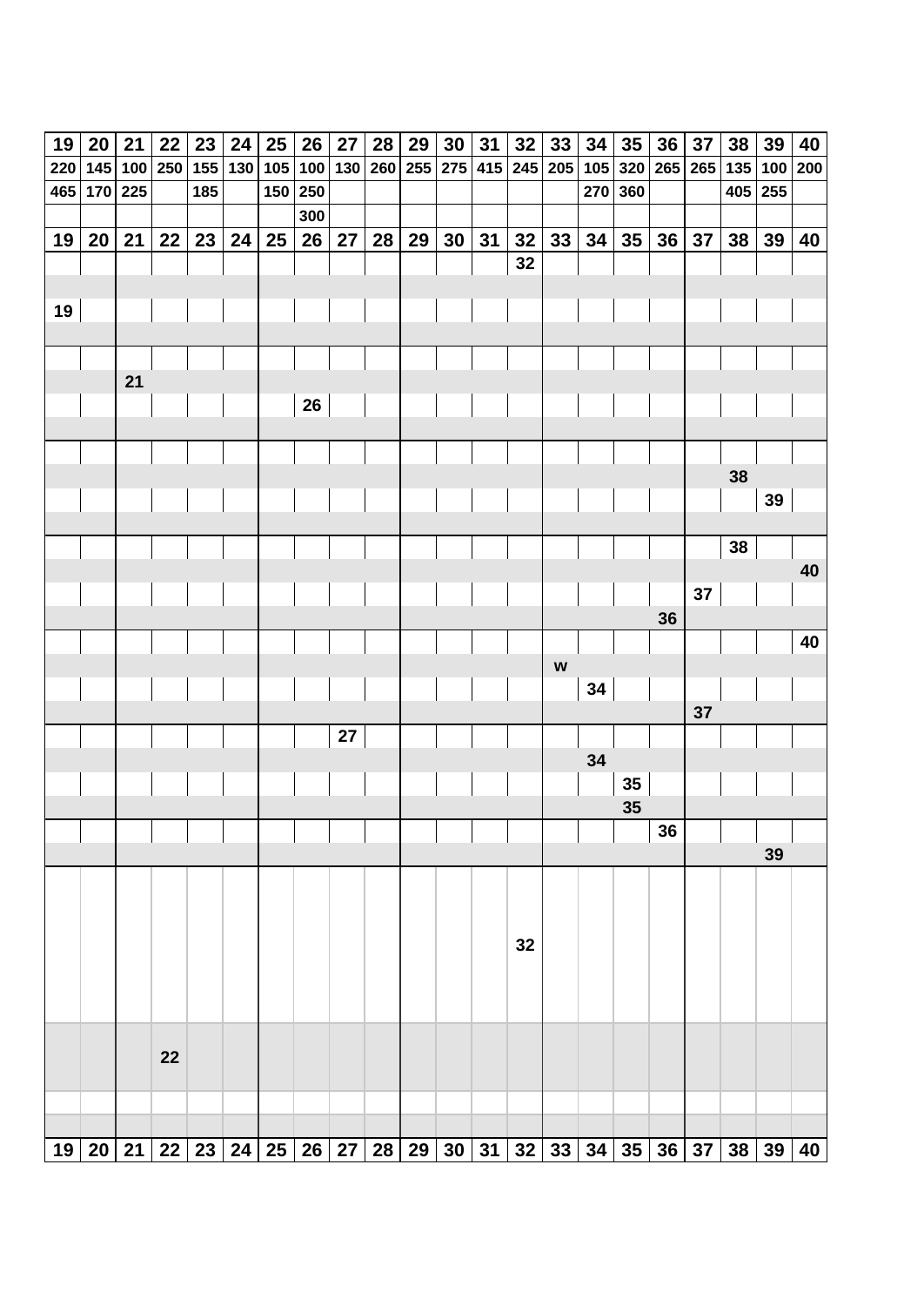| 19 | 20 | 21 | 22 | 23 | 24 | 25 | 26 | 27 | 28 | 29 | 30 | 31 | 32 | 33 | 34 | 35 | 36 | 37 | 38 | 39 | 40 |
|---|---|---|---|---|---|---|---|---|---|---|---|---|---|---|---|---|---|---|---|---|---|
| 220 | 145 | 100 | 250 | 155 | 130 | 105 | 100 | 130 | 260 | 255 | 275 | 415 | 245 | 205 | 105 | 320 | 265 | 265 | 135 | 100 | 200 |
| 465 | 170 | 225 | | 185 | | 150 | 250 | | | | | | | | 270 | 360 | | | 405 | 255 | |
| | | | | | | | 300 | | | | | | | | | | | | | | |
| 19 | 20 | 21 | 22 | 23 | 24 | 25 | 26 | 27 | 28 | 29 | 30 | 31 | 32 | 33 | 34 | 35 | 36 | 37 | 38 | 39 | 40 |
| | | | | | | | | | | | | | 32 | | | | | | | | |
| | | | | | | | | | | | | | | | | | | | | | |
| 19 | | | | | | | | | | | | | | | | | | | | | |
| | | | | | | | | | | | | | | | | | | | | | |
| | | | | | | | | | | | | | | | | | | | | | |
| | | 21 | | | | | | | | | | | | | | | | | | | |
| | | | | | | | 26 | | | | | | | | | | | | | | |
| | | | | | | | | | | | | | | | | | | | | | |
| | | | | | | | | | | | | | | | | | | | | | |
| | | | | | | | | | | | | | | | | | | | 38 | | |
| | | | | | | | | | | | | | | | | | | | | 39 | |
| | | | | | | | | | | | | | | | | | | | | | |
| | | | | | | | | | | | | | | | | | | | 38 | | |
| | | | | | | | | | | | | | | | | | | | | | 40 |
| | | | | | | | | | | | | | | | | | | 37 | | | |
| | | | | | | | | | | | | | | | | | 36 | | | | |
| | | | | | | | | | | | | | | | | | | | | | 40 |
| | | | | | | | | | | | | | | w | | | | | | | |
| | | | | | | | | | | | | | | | 34 | | | | | | |
| | | | | | | | | | | | | | | | | | | 37 | | | |
| | | | | | | | | 27 | | | | | | | | | | | | | |
| | | | | | | | | | | | | | | | 34 | | | | | | |
| | | | | | | | | | | | | | | | | 35 | | | | | |
| | | | | | | | | | | | | | | | | 35 | | | | | |
| | | | | | | | | | | | | | | | | | 36 | | | | |
| | | | | | | | | | | | | | | | | | | | | 39 | |
| | | | | | | | | | | | | | 32 | | | | | | | | |
| | | | 22 | | | | | | | | | | | | | | | | | | |
| | | | | | | | | | | | | | | | | | | | | | |
| | | | | | | | | | | | | | | | | | | | | | |
| 19 | 20 | 21 | 22 | 23 | 24 | 25 | 26 | 27 | 28 | 29 | 30 | 31 | 32 | 33 | 34 | 35 | 36 | 37 | 38 | 39 | 40 |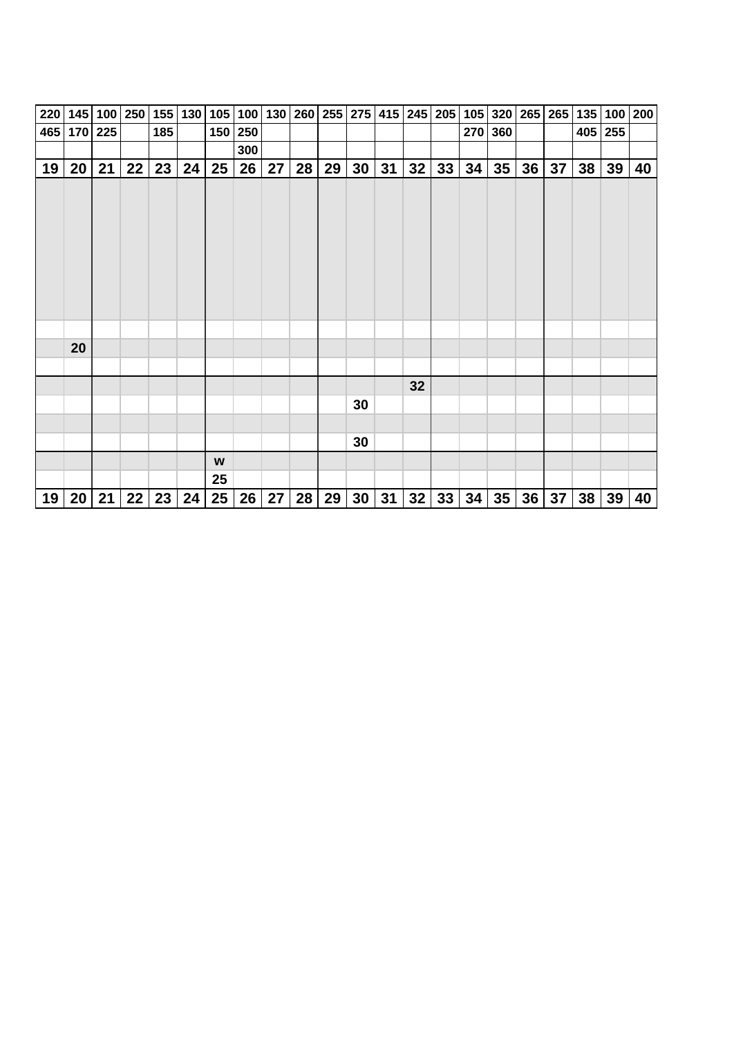| 220 | 145 | 100 | 250 | 155 | 130 | 105 | 100 | 130 | 260 | 255 | 275 | 415 | 245 | 205 | 105 | 320 | 265 | 265 | 135 | 100 | 200 |
|---|---|---|---|---|---|---|---|---|---|---|---|---|---|---|---|---|---|---|---|---|---|
| 465 | 170 | 225 | | 185 | | 150 | 250 | | | | | | | | 270 | 360 | | | 405 | 255 | |
| | | | | | | | 300 | | | | | | | | | | | | | | |
| **19** | **20** | **21** | **22** | **23** | **24** | **25** | **26** | **27** | **28** | **29** | **30** | **31** | **32** | **33** | **34** | **35** | **36** | **37** | **38** | **39** | **40** |
| | | | | | | | | | | | | | | | | | | | | | |
| | | | | | | | | | | | | | | | | | | | | | |
| | 20 | | | | | | | | | | | | | | | | | | | | |
| | | | | | | | | | | | | | | | | | | | | | |
| | | | | | | | | | | | | | 32 | | | | | | | | |
| | | | | | | | | | | | 30 | | | | | | | | | | |
| | | | | | | | | | | | | | | | | | | | | | |
| | | | | | | | | | | | 30 | | | | | | | | | | |
| | | | | | | w | | | | | | | | | | | | | | | |
| | | | | | | 25 | | | | | | | | | | | | | | | |
| **19** | **20** | **21** | **22** | **23** | **24** | **25** | **26** | **27** | **28** | **29** | **30** | **31** | **32** | **33** | **34** | **35** | **36** | **37** | **38** | **39** | **40** |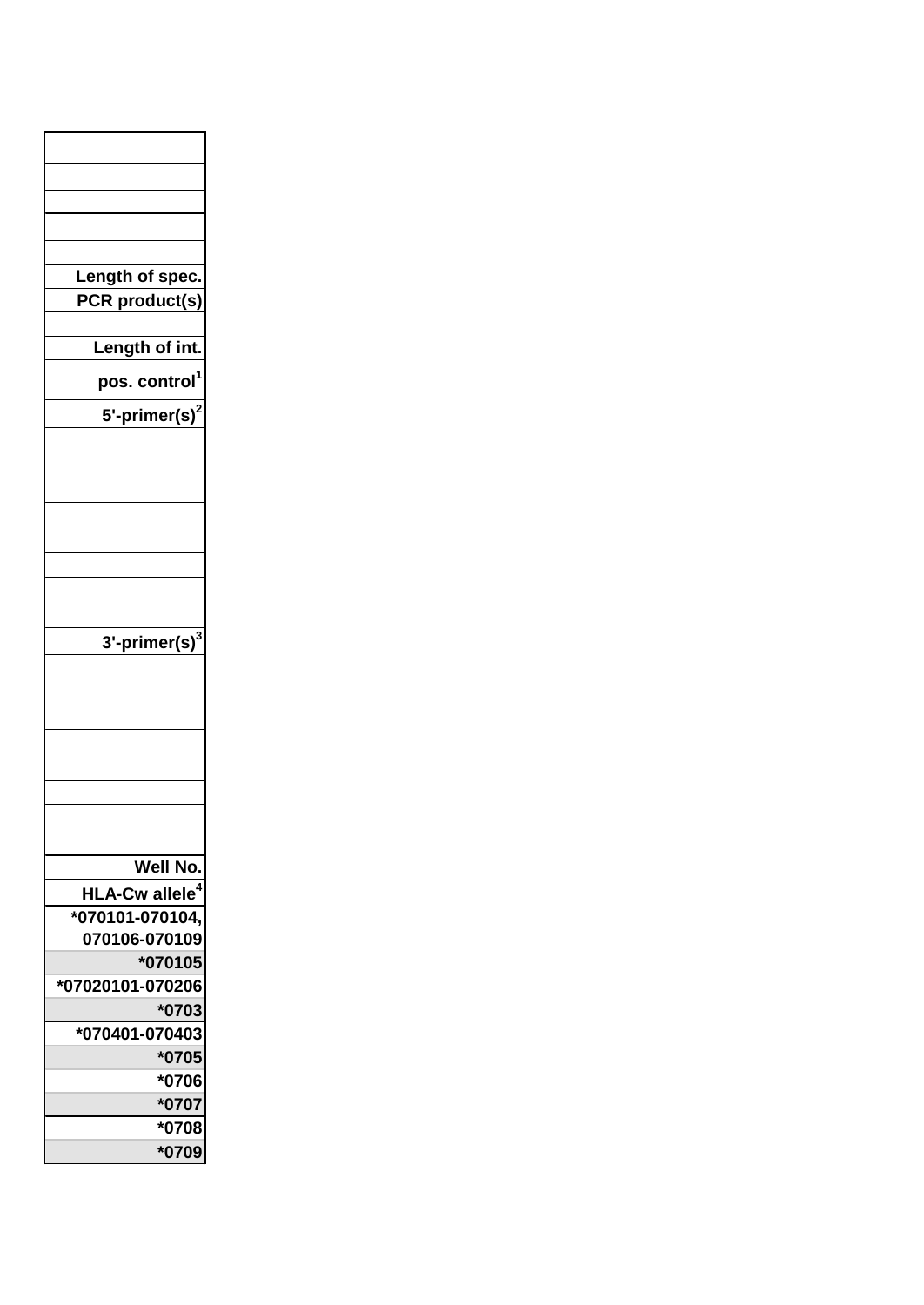| |
|---|
| |
| |
| |
| |
| |
| Length of spec. |
| PCR product(s) |
| |
| Length of int. |
| pos. control[1] |
| 5'-primer(s)[2] |
| |
| |
| |
| |
| |
| 3'-primer(s)[3] |
| |
| |
| |
| |
| |
| Well No. |
| HLA-Cw allele[4] |
| *070101-070104, 070106-070109 |
| *070105 |
| *07020101-070206 |
| *0703 |
| *070401-070403 |
| *0705 |
| *0706 |
| *0707 |
| *0708 |
| *0709 |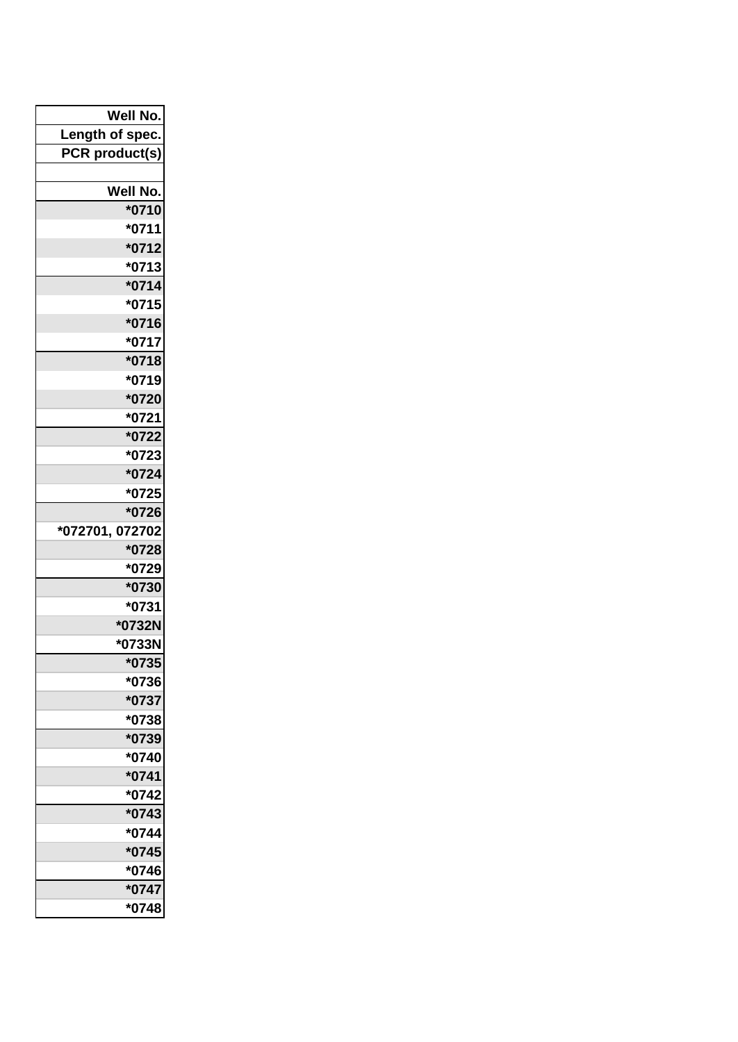| Well No. |
| --- |
| Length of spec. |
| PCR product(s) |
| |
| Well No. |
| *0710 |
| *0711 |
| *0712 |
| *0713 |
| *0714 |
| *0715 |
| *0716 |
| *0717 |
| *0718 |
| *0719 |
| *0720 |
| *0721 |
| *0722 |
| *0723 |
| *0724 |
| *0725 |
| *0726 |
| *072701, 072702 |
| *0728 |
| *0729 |
| *0730 |
| *0731 |
| *0732N |
| *0733N |
| *0735 |
| *0736 |
| *0737 |
| *0738 |
| *0739 |
| *0740 |
| *0741 |
| *0742 |
| *0743 |
| *0744 |
| *0745 |
| *0746 |
| *0747 |
| *0748 |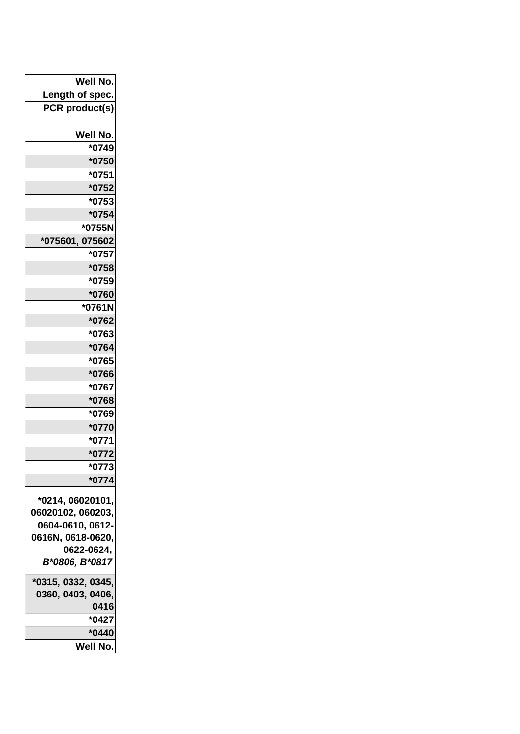| Well No. |
|---|
| Length of spec. |
| PCR product(s) |
| |
| Well No. |
| *0749 |
| *0750 |
| *0751 |
| *0752 |
| *0753 |
| *0754 |
| *0755N |
| *075601, 075602 |
| *0757 |
| *0758 |
| *0759 |
| *0760 |
| *0761N |
| *0762 |
| *0763 |
| *0764 |
| *0765 |
| *0766 |
| *0767 |
| *0768 |
| *0769 |
| *0770 |
| *0771 |
| *0772 |
| *0773 |
| *0774 |
| *0214, 06020101, 06020102, 060203, 0604-0610, 0612-0616N, 0618-0620, 0622-0624, *B*0806, B*0817* |
| *0315, 0332, 0345, 0360, 0403, 0406, 0416 |
| *0427 |
| *0440 |
| Well No. |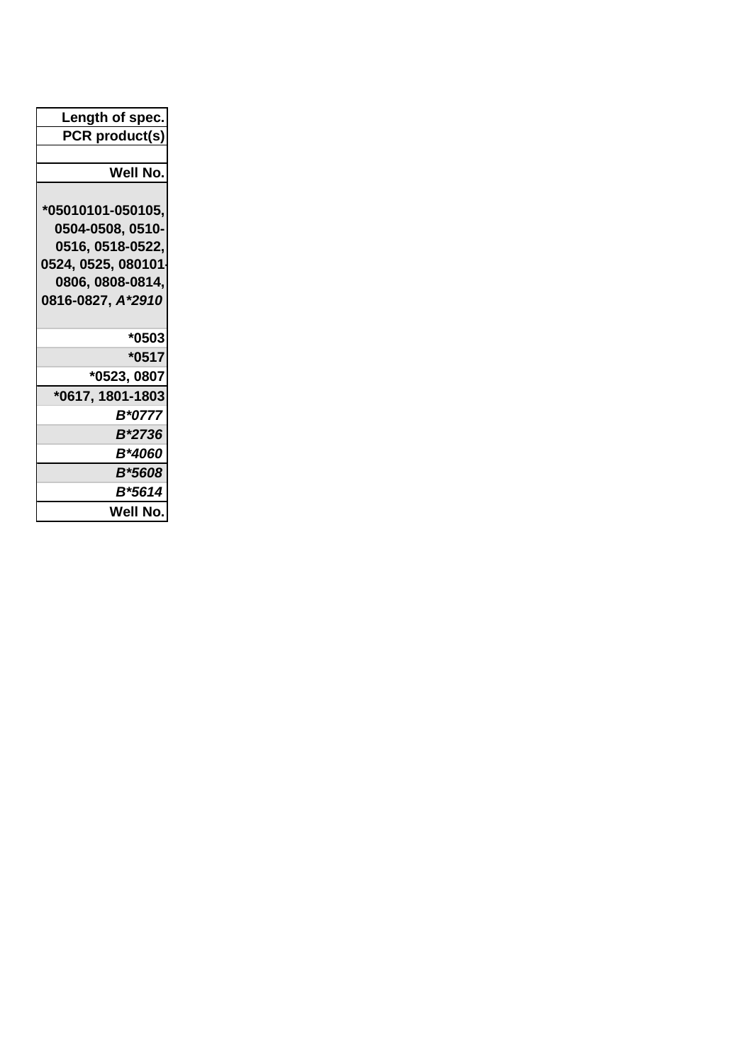| |
|---|
| **Length of spec.** |
| **PCR product(s)** |
| |
| **Well No.** |
| **\*05010101-050105, 0504-0508, 0510-0516, 0518-0522, 0524, 0525, 080101-0806, 0808-0814, 0816-0827, *A\*2910*** |
| **\*0503** |
| **\*0517** |
| **\*0523, 0807** |
| **\*0617, 1801-1803** |
| ***B\*0777*** |
| ***B\*2736*** |
| ***B\*4060*** |
| ***B\*5608*** |
| ***B\*5614*** |
| **Well No.** |